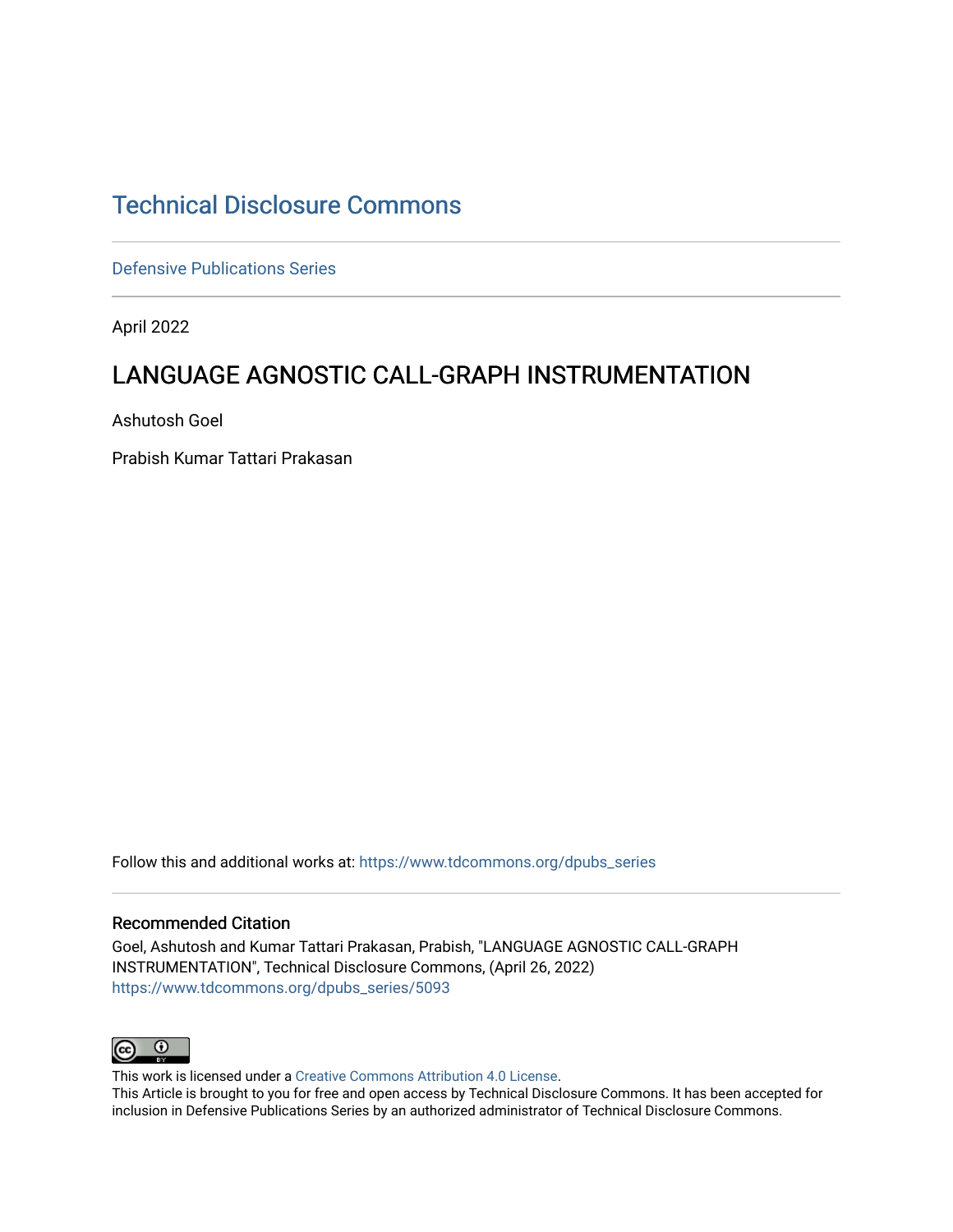# Technical Disclosure Commons

Defensive Publications Series

April 2022

## LANGUAGE AGNOSTIC CALL-GRAPH INSTRUMENTATION

Ashutosh Goel

Prabish Kumar Tattari Prakasan

Follow this and additional works at: https://www.tdcommons.org/dpubs_series

### Recommended Citation

Goel, Ashutosh and Kumar Tattari Prakasan, Prabish, "LANGUAGE AGNOSTIC CALL-GRAPH INSTRUMENTATION", Technical Disclosure Commons, (April 26, 2022)
https://www.tdcommons.org/dpubs_series/5093

This work is licensed under a Creative Commons Attribution 4.0 License.
This Article is brought to you for free and open access by Technical Disclosure Commons. It has been accepted for inclusion in Defensive Publications Series by an authorized administrator of Technical Disclosure Commons.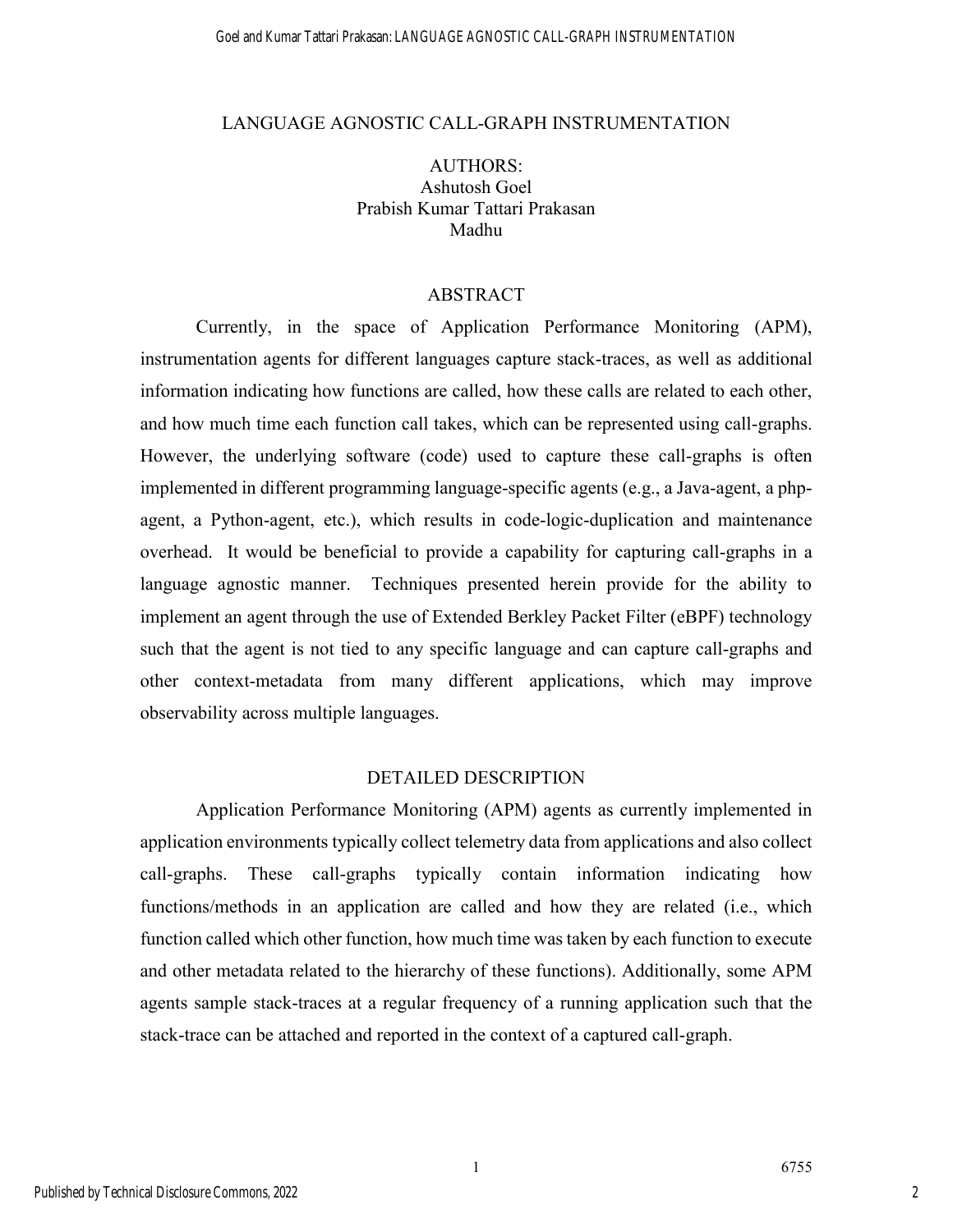# LANGUAGE AGNOSTIC CALL-GRAPH INSTRUMENTATION

AUTHORS:
Ashutosh Goel
Prabish Kumar Tattari Prakasan
Madhu

## ABSTRACT

Currently, in the space of Application Performance Monitoring (APM), instrumentation agents for different languages capture stack-traces, as well as additional information indicating how functions are called, how these calls are related to each other, and how much time each function call takes, which can be represented using call-graphs. However, the underlying software (code) used to capture these call-graphs is often implemented in different programming language-specific agents (e.g., a Java-agent, a php-agent, a Python-agent, etc.), which results in code-logic-duplication and maintenance overhead. It would be beneficial to provide a capability for capturing call-graphs in a language agnostic manner. Techniques presented herein provide for the ability to implement an agent through the use of Extended Berkley Packet Filter (eBPF) technology such that the agent is not tied to any specific language and can capture call-graphs and other context-metadata from many different applications, which may improve observability across multiple languages.

## DETAILED DESCRIPTION

Application Performance Monitoring (APM) agents as currently implemented in application environments typically collect telemetry data from applications and also collect call-graphs. These call-graphs typically contain information indicating how functions/methods in an application are called and how they are related (i.e., which function called which other function, how much time was taken by each function to execute and other metadata related to the hierarchy of these functions). Additionally, some APM agents sample stack-traces at a regular frequency of a running application such that the stack-trace can be attached and reported in the context of a captured call-graph.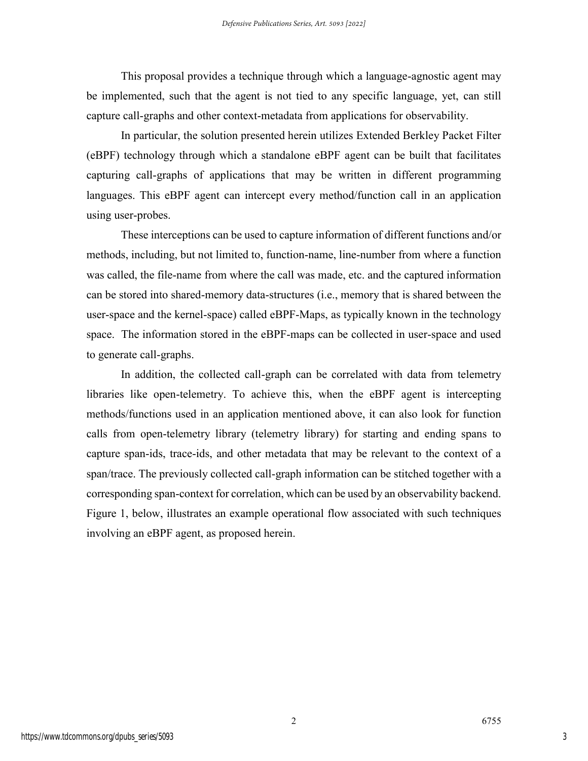This proposal provides a technique through which a language-agnostic agent may be implemented, such that the agent is not tied to any specific language, yet, can still capture call-graphs and other context-metadata from applications for observability.

In particular, the solution presented herein utilizes Extended Berkley Packet Filter (eBPF) technology through which a standalone eBPF agent can be built that facilitates capturing call-graphs of applications that may be written in different programming languages. This eBPF agent can intercept every method/function call in an application using user-probes.

These interceptions can be used to capture information of different functions and/or methods, including, but not limited to, function-name, line-number from where a function was called, the file-name from where the call was made, etc. and the captured information can be stored into shared-memory data-structures (i.e., memory that is shared between the user-space and the kernel-space) called eBPF-Maps, as typically known in the technology space. The information stored in the eBPF-maps can be collected in user-space and used to generate call-graphs.

In addition, the collected call-graph can be correlated with data from telemetry libraries like open-telemetry. To achieve this, when the eBPF agent is intercepting methods/functions used in an application mentioned above, it can also look for function calls from open-telemetry library (telemetry library) for starting and ending spans to capture span-ids, trace-ids, and other metadata that may be relevant to the context of a span/trace. The previously collected call-graph information can be stitched together with a corresponding span-context for correlation, which can be used by an observability backend. Figure 1, below, illustrates an example operational flow associated with such techniques involving an eBPF agent, as proposed herein.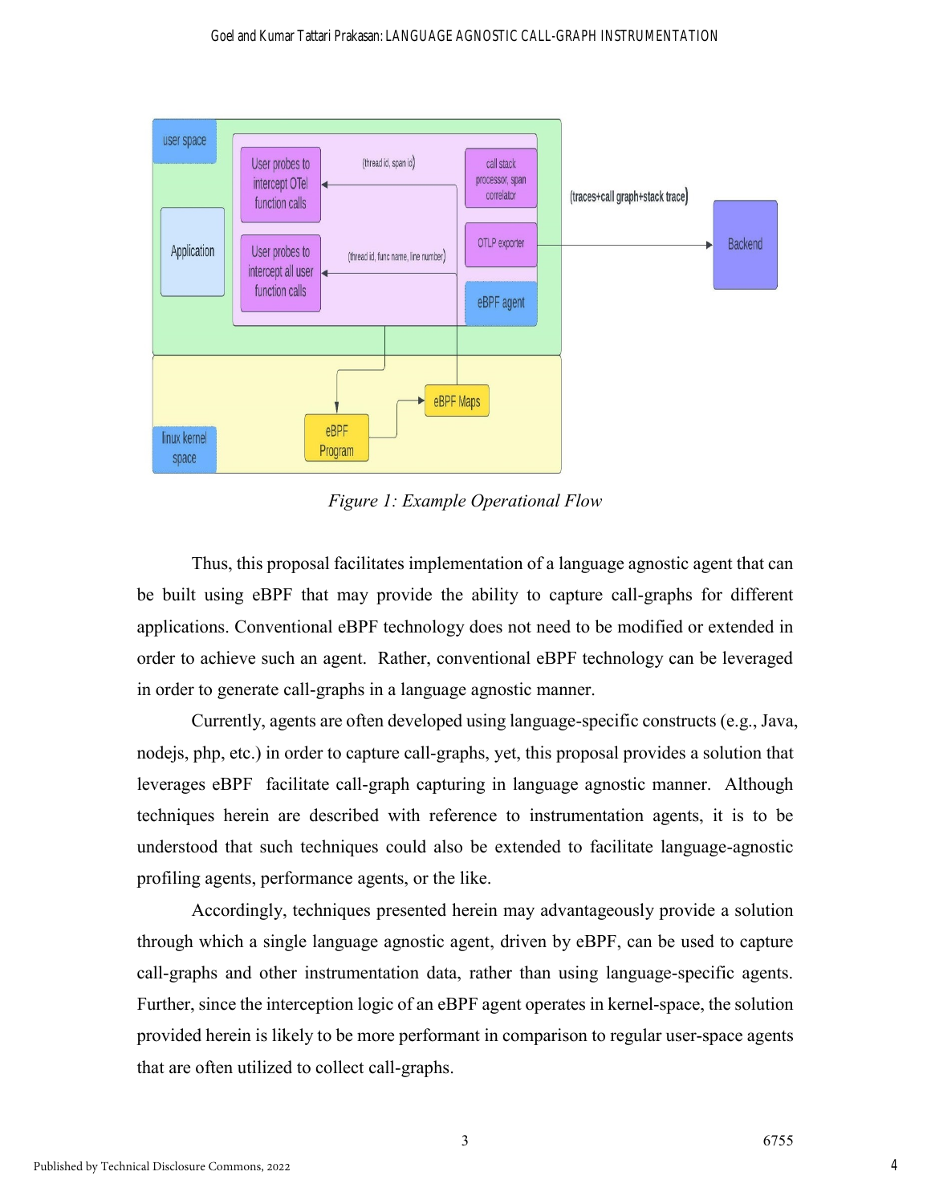user space

Application

User probes to intercept OTel function calls

User probes to intercept all user function calls

(thread id, span id)

(thread id, func name, line number)

call stack processor, span correlator

OTLP exporter

eBPF agent

(traces+call graph+stack trace)

Backend

linux kernel space

eBPF Program

eBPF Maps

*Figure 1: Example Operational Flow*

Thus, this proposal facilitates implementation of a language agnostic agent that can be built using eBPF that may provide the ability to capture call-graphs for different applications. Conventional eBPF technology does not need to be modified or extended in order to achieve such an agent. Rather, conventional eBPF technology can be leveraged in order to generate call-graphs in a language agnostic manner.

Currently, agents are often developed using language-specific constructs (e.g., Java, nodejs, php, etc.) in order to capture call-graphs, yet, this proposal provides a solution that leverages eBPF facilitate call-graph capturing in language agnostic manner. Although techniques herein are described with reference to instrumentation agents, it is to be understood that such techniques could also be extended to facilitate language-agnostic profiling agents, performance agents, or the like.

Accordingly, techniques presented herein may advantageously provide a solution through which a single language agnostic agent, driven by eBPF, can be used to capture call-graphs and other instrumentation data, rather than using language-specific agents. Further, since the interception logic of an eBPF agent operates in kernel-space, the solution provided herein is likely to be more performant in comparison to regular user-space agents that are often utilized to collect call-graphs.